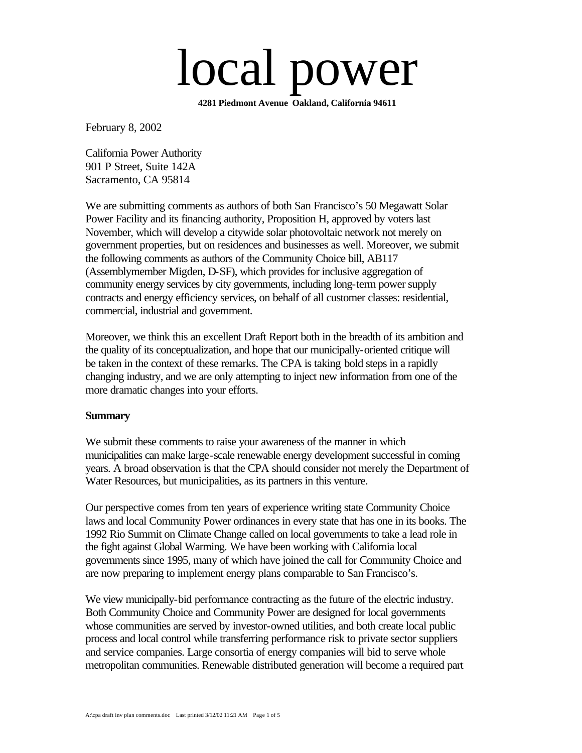# local power

**4281 Piedmont Avenue Oakland, California 94611**

February 8, 2002

California Power Authority
901 P Street, Suite 142A
Sacramento, CA 95814

We are submitting comments as authors of both San Francisco's 50 Megawatt Solar Power Facility and its financing authority, Proposition H, approved by voters last November, which will develop a citywide solar photovoltaic network not merely on government properties, but on residences and businesses as well. Moreover, we submit the following comments as authors of the Community Choice bill, AB117 (Assemblymember Migden, D-SF), which provides for inclusive aggregation of community energy services by city governments, including long-term power supply contracts and energy efficiency services, on behalf of all customer classes: residential, commercial, industrial and government.

Moreover, we think this an excellent Draft Report both in the breadth of its ambition and the quality of its conceptualization, and hope that our municipally-oriented critique will be taken in the context of these remarks. The CPA is taking bold steps in a rapidly changing industry, and we are only attempting to inject new information from one of the more dramatic changes into your efforts.

**Summary**

We submit these comments to raise your awareness of the manner in which municipalities can make large-scale renewable energy development successful in coming years. A broad observation is that the CPA should consider not merely the Department of Water Resources, but municipalities, as its partners in this venture.

Our perspective comes from ten years of experience writing state Community Choice laws and local Community Power ordinances in every state that has one in its books. The 1992 Rio Summit on Climate Change called on local governments to take a lead role in the fight against Global Warming. We have been working with California local governments since 1995, many of which have joined the call for Community Choice and are now preparing to implement energy plans comparable to San Francisco's.

We view municipally-bid performance contracting as the future of the electric industry. Both Community Choice and Community Power are designed for local governments whose communities are served by investor-owned utilities, and both create local public process and local control while transferring performance risk to private sector suppliers and service companies. Large consortia of energy companies will bid to serve whole metropolitan communities. Renewable distributed generation will become a required part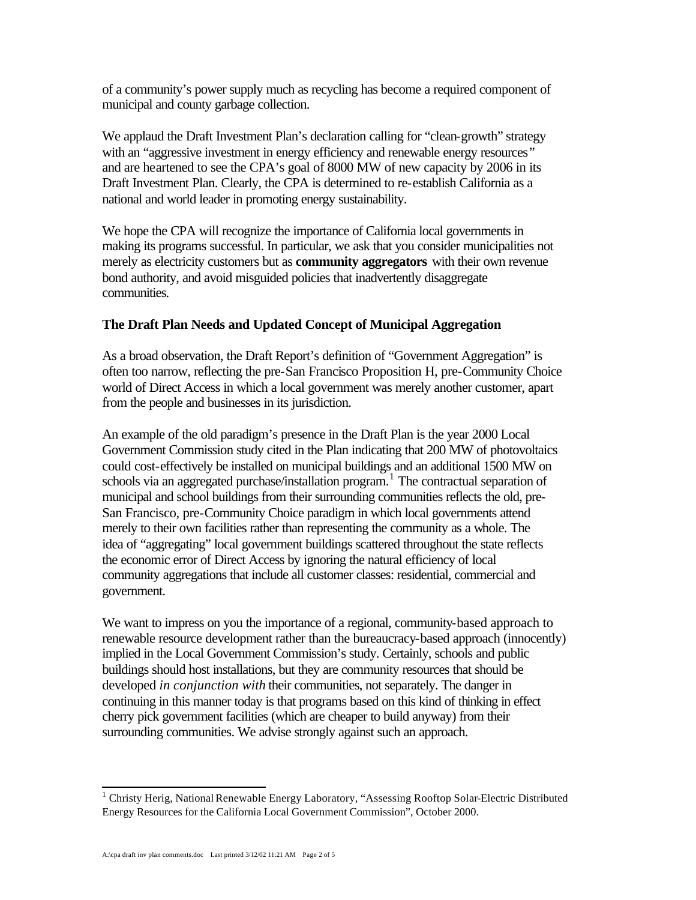of a community's power supply much as recycling has become a required component of municipal and county garbage collection.

We applaud the Draft Investment Plan's declaration calling for "clean-growth" strategy with an "aggressive investment in energy efficiency and renewable energy resources" and are heartened to see the CPA's goal of 8000 MW of new capacity by 2006 in its Draft Investment Plan. Clearly, the CPA is determined to re-establish California as a national and world leader in promoting energy sustainability.

We hope the CPA will recognize the importance of California local governments in making its programs successful. In particular, we ask that you consider municipalities not merely as electricity customers but as **community aggregators** with their own revenue bond authority, and avoid misguided policies that inadvertently disaggregate communities.

### The Draft Plan Needs and Updated Concept of Municipal Aggregation

As a broad observation, the Draft Report's definition of "Government Aggregation" is often too narrow, reflecting the pre-San Francisco Proposition H, pre-Community Choice world of Direct Access in which a local government was merely another customer, apart from the people and businesses in its jurisdiction.

An example of the old paradigm's presence in the Draft Plan is the year 2000 Local Government Commission study cited in the Plan indicating that 200 MW of photovoltaics could cost-effectively be installed on municipal buildings and an additional 1500 MW on schools via an aggregated purchase/installation program.[1] The contractual separation of municipal and school buildings from their surrounding communities reflects the old, pre-San Francisco, pre-Community Choice paradigm in which local governments attend merely to their own facilities rather than representing the community as a whole. The idea of "aggregating" local government buildings scattered throughout the state reflects the economic error of Direct Access by ignoring the natural efficiency of local community aggregations that include all customer classes: residential, commercial and government.

We want to impress on you the importance of a regional, community-based approach to renewable resource development rather than the bureaucracy-based approach (innocently) implied in the Local Government Commission's study. Certainly, schools and public buildings should host installations, but they are community resources that should be developed *in conjunction with* their communities, not separately. The danger in continuing in this manner today is that programs based on this kind of thinking in effect cherry pick government facilities (which are cheaper to build anyway) from their surrounding communities. We advise strongly against such an approach.

---

[1] Christy Herig, National Renewable Energy Laboratory, "Assessing Rooftop Solar-Electric Distributed Energy Resources for the California Local Government Commission", October 2000.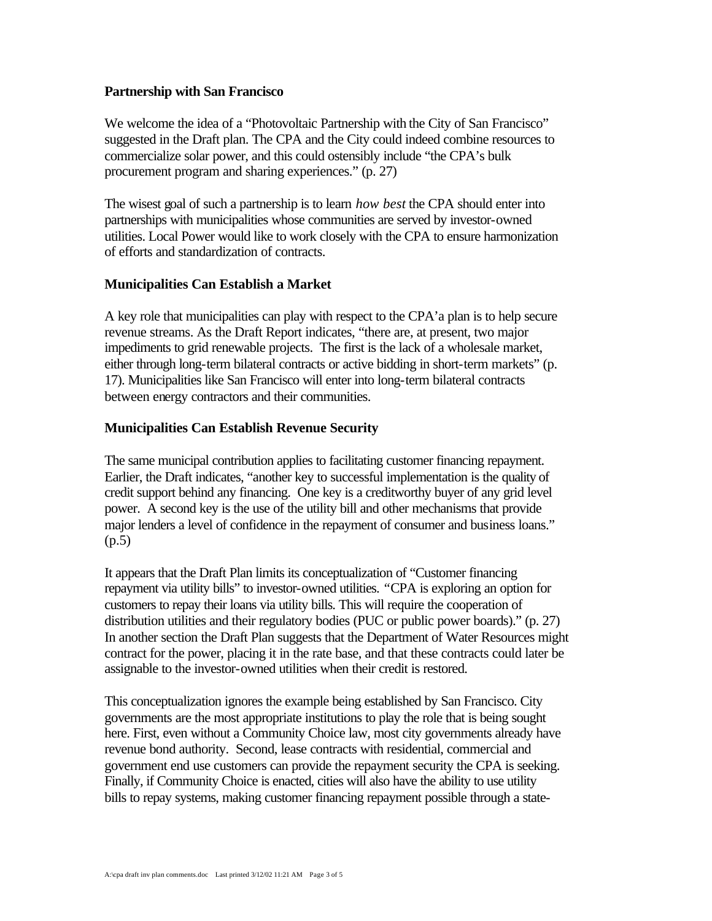**Partnership with San Francisco**

We welcome the idea of a "Photovoltaic Partnership with the City of San Francisco" suggested in the Draft plan. The CPA and the City could indeed combine resources to commercialize solar power, and this could ostensibly include "the CPA's bulk procurement program and sharing experiences." (p. 27)

The wisest goal of such a partnership is to learn *how best* the CPA should enter into partnerships with municipalities whose communities are served by investor-owned utilities. Local Power would like to work closely with the CPA to ensure harmonization of efforts and standardization of contracts.

**Municipalities Can Establish a Market**

A key role that municipalities can play with respect to the CPA'a plan is to help secure revenue streams. As the Draft Report indicates, "there are, at present, two major impediments to grid renewable projects. The first is the lack of a wholesale market, either through long-term bilateral contracts or active bidding in short-term markets" (p. 17). Municipalities like San Francisco will enter into long-term bilateral contracts between energy contractors and their communities.

**Municipalities Can Establish Revenue Security**

The same municipal contribution applies to facilitating customer financing repayment. Earlier, the Draft indicates, "another key to successful implementation is the quality of credit support behind any financing. One key is a creditworthy buyer of any grid level power. A second key is the use of the utility bill and other mechanisms that provide major lenders a level of confidence in the repayment of consumer and business loans." (p.5)

It appears that the Draft Plan limits its conceptualization of "Customer financing repayment via utility bills" to investor-owned utilities. "CPA is exploring an option for customers to repay their loans via utility bills. This will require the cooperation of distribution utilities and their regulatory bodies (PUC or public power boards)." (p. 27) In another section the Draft Plan suggests that the Department of Water Resources might contract for the power, placing it in the rate base, and that these contracts could later be assignable to the investor-owned utilities when their credit is restored.

This conceptualization ignores the example being established by San Francisco. City governments are the most appropriate institutions to play the role that is being sought here. First, even without a Community Choice law, most city governments already have revenue bond authority. Second, lease contracts with residential, commercial and government end use customers can provide the repayment security the CPA is seeking. Finally, if Community Choice is enacted, cities will also have the ability to use utility bills to repay systems, making customer financing repayment possible through a state-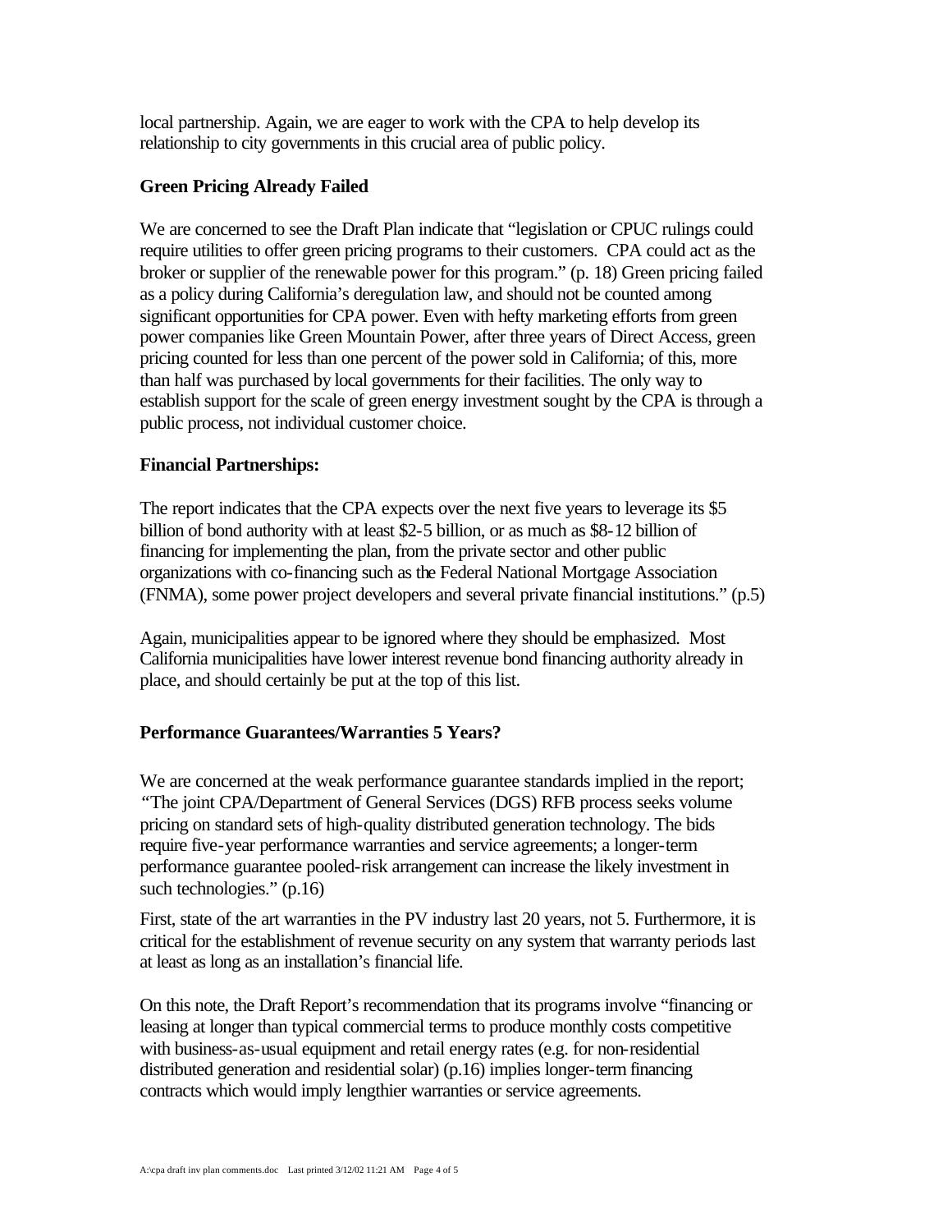local partnership. Again, we are eager to work with the CPA to help develop its relationship to city governments in this crucial area of public policy.

**Green Pricing Already Failed**

We are concerned to see the Draft Plan indicate that "legislation or CPUC rulings could require utilities to offer green pricing programs to their customers. CPA could act as the broker or supplier of the renewable power for this program." (p. 18) Green pricing failed as a policy during California's deregulation law, and should not be counted among significant opportunities for CPA power. Even with hefty marketing efforts from green power companies like Green Mountain Power, after three years of Direct Access, green pricing counted for less than one percent of the power sold in California; of this, more than half was purchased by local governments for their facilities. The only way to establish support for the scale of green energy investment sought by the CPA is through a public process, not individual customer choice.

**Financial Partnerships:**

The report indicates that the CPA expects over the next five years to leverage its $5 billion of bond authority with at least $2-5 billion, or as much as $8-12 billion of financing for implementing the plan, from the private sector and other public organizations with co-financing such as the Federal National Mortgage Association (FNMA), some power project developers and several private financial institutions." (p.5)

Again, municipalities appear to be ignored where they should be emphasized. Most California municipalities have lower interest revenue bond financing authority already in place, and should certainly be put at the top of this list.

**Performance Guarantees/Warranties 5 Years?**

We are concerned at the weak performance guarantee standards implied in the report; "The joint CPA/Department of General Services (DGS) RFB process seeks volume pricing on standard sets of high-quality distributed generation technology. The bids require five-year performance warranties and service agreements; a longer-term performance guarantee pooled-risk arrangement can increase the likely investment in such technologies." (p.16)

First, state of the art warranties in the PV industry last 20 years, not 5. Furthermore, it is critical for the establishment of revenue security on any system that warranty periods last at least as long as an installation's financial life.

On this note, the Draft Report's recommendation that its programs involve "financing or leasing at longer than typical commercial terms to produce monthly costs competitive with business-as-usual equipment and retail energy rates (e.g. for non-residential distributed generation and residential solar) (p.16) implies longer-term financing contracts which would imply lengthier warranties or service agreements.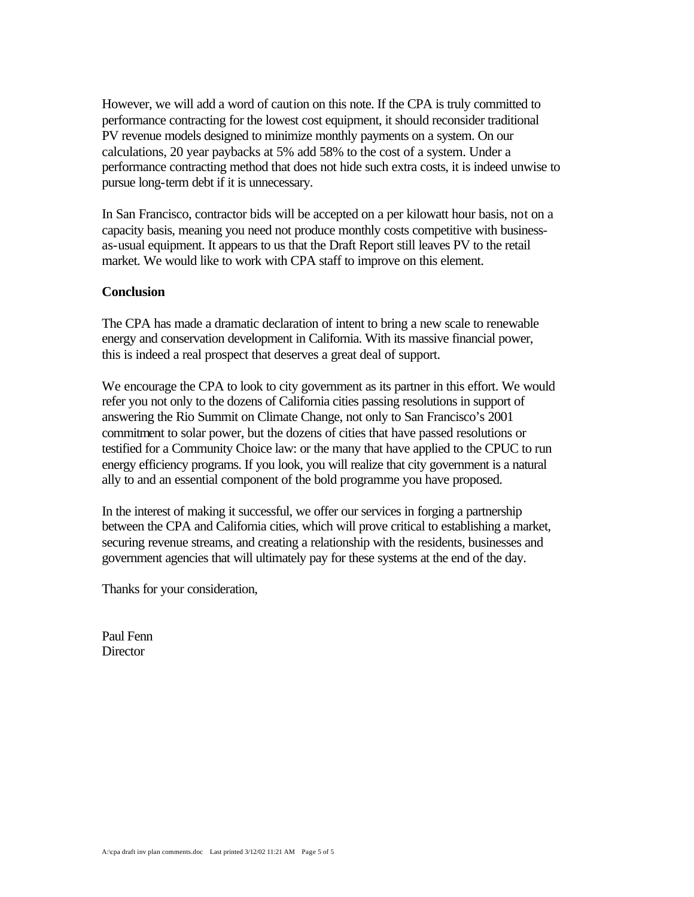However, we will add a word of caution on this note. If the CPA is truly committed to performance contracting for the lowest cost equipment, it should reconsider traditional PV revenue models designed to minimize monthly payments on a system. On our calculations, 20 year paybacks at 5% add 58% to the cost of a system. Under a performance contracting method that does not hide such extra costs, it is indeed unwise to pursue long-term debt if it is unnecessary.

In San Francisco, contractor bids will be accepted on a per kilowatt hour basis, not on a capacity basis, meaning you need not produce monthly costs competitive with business-as-usual equipment. It appears to us that the Draft Report still leaves PV to the retail market. We would like to work with CPA staff to improve on this element.

**Conclusion**

The CPA has made a dramatic declaration of intent to bring a new scale to renewable energy and conservation development in California. With its massive financial power, this is indeed a real prospect that deserves a great deal of support.

We encourage the CPA to look to city government as its partner in this effort. We would refer you not only to the dozens of California cities passing resolutions in support of answering the Rio Summit on Climate Change, not only to San Francisco's 2001 commitment to solar power, but the dozens of cities that have passed resolutions or testified for a Community Choice law: or the many that have applied to the CPUC to run energy efficiency programs. If you look, you will realize that city government is a natural ally to and an essential component of the bold programme you have proposed.

In the interest of making it successful, we offer our services in forging a partnership between the CPA and California cities, which will prove critical to establishing a market, securing revenue streams, and creating a relationship with the residents, businesses and government agencies that will ultimately pay for these systems at the end of the day.

Thanks for your consideration,

Paul Fenn
Director